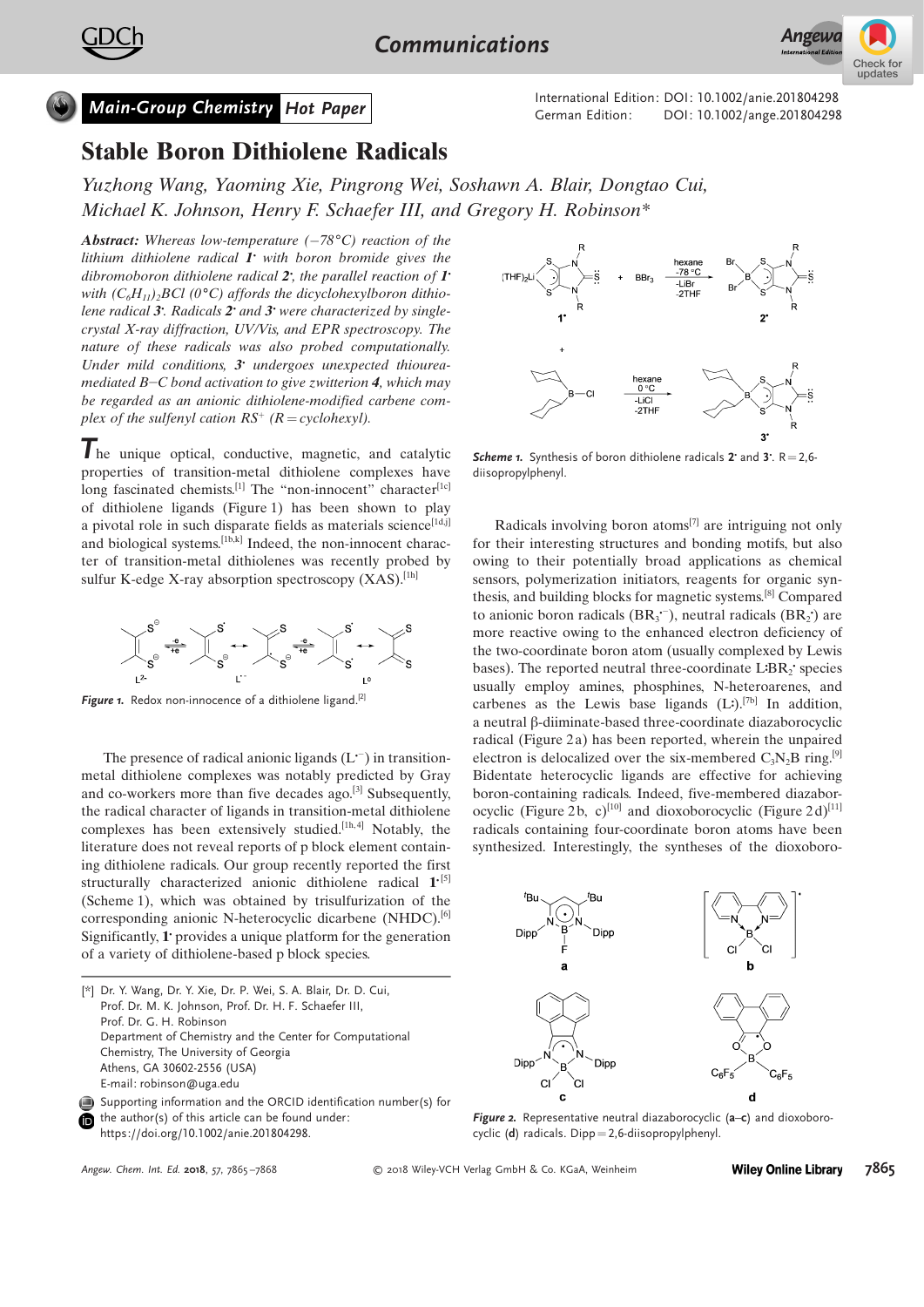Main-Group Chemistry | Hot Paper

International Edition: DOI: 10.1002/anie.201804298
German Edition: DOI: 10.1002/ange.201804298

# Stable Boron Dithiolene Radicals

*Yuzhong Wang, Yaoming Xie, Pingrong Wei, Soshawn A. Blair, Dongtao Cui, Michael K. Johnson, Henry F. Schaefer III, and Gregory H. Robinson\**

***Abstract:*** *Whereas low-temperature (−78°C) reaction of the lithium dithiolene radical **1**˙ with boron bromide gives the dibromoboron dithiolene radical **2**˙, the parallel reaction of **1**˙ with $(C_6H_{11})_2BCl$ (0°C) affords the dicyclohexylboron dithiolene radical **3**˙. Radicals **2**˙ and **3**˙ were characterized by single-crystal X-ray diffraction, UV/Vis, and EPR spectroscopy. The nature of these radicals was also probed computationally. Under mild conditions, **3**˙ undergoes unexpected thiourea-mediated B−C bond activation to give zwitterion **4**, which may be regarded as an anionic dithiolene-modified carbene complex of the sulfenyl cation $RS^+$ (R = cyclohexyl).*

The unique optical, conductive, magnetic, and catalytic properties of transition-metal dithiolene complexes have long fascinated chemists.[1] The "non-innocent" character[1c] of dithiolene ligands (Figure 1) has been shown to play a pivotal role in such disparate fields as materials science[1d,j] and biological systems.[1b,k] Indeed, the non-innocent character of transition-metal dithiolenes was recently probed by sulfur K-edge X-ray absorption spectroscopy (XAS).[1h]

**Figure 1.** Redox non-innocence of a dithiolene ligand.[2]

The presence of radical anionic ligands ($L^{\bullet -}$) in transition-metal dithiolene complexes was notably predicted by Gray and co-workers more than five decades ago.[3] Subsequently, the radical character of ligands in transition-metal dithiolene complexes has been extensively studied.[1h,4] Notably, the literature does not reveal reports of p block element containing dithiolene radicals. Our group recently reported the first structurally characterized anionic dithiolene radical **1**˙[5] (Scheme 1), which was obtained by trisulfurization of the corresponding anionic N-heterocyclic dicarbene (NHDC).[6] Significantly, **1**˙ provides a unique platform for the generation of a variety of dithiolene-based p block species.

**Scheme 1.** Synthesis of boron dithiolene radicals **2**˙ and **3**˙. R = 2,6-diisopropylphenyl.

Radicals involving boron atoms[7] are intriguing not only for their interesting structures and bonding motifs, but also owing to their potentially broad applications as chemical sensors, polymerization initiators, reagents for organic synthesis, and building blocks for magnetic systems.[8] Compared to anionic boron radicals ($BR_3^{\bullet -}$), neutral radicals ($BR_2^{\bullet}$) are more reactive owing to the enhanced electron deficiency of the two-coordinate boron atom (usually complexed by Lewis bases). The reported neutral three-coordinate L:$BR_2^{\bullet}$ species usually employ amines, phosphines, N-heteroarenes, and carbenes as the Lewis base ligands (L:).[7b] In addition, a neutral β-diiminate-based three-coordinate diazaborocyclic radical (Figure 2a) has been reported, wherein the unpaired electron is delocalized over the six-membered $C_3N_2B$ ring.[9] Bidentate heterocyclic ligands are effective for achieving boron-containing radicals. Indeed, five-membered diazaborocyclic (Figure 2b, c)[10] and dioxoborocyclic (Figure 2d)[11] radicals containing four-coordinate boron atoms have been synthesized. Interestingly, the syntheses of the dioxoboro-

**Figure 2.** Representative neutral diazaborocyclic (**a–c**) and dioxoborocyclic (**d**) radicals. Dipp = 2,6-diisopropylphenyl.

---

[\*] Dr. Y. Wang, Dr. Y. Xie, Dr. P. Wei, S. A. Blair, Dr. D. Cui, Prof. Dr. M. K. Johnson, Prof. Dr. H. F. Schaefer III, Prof. Dr. G. H. Robinson
Department of Chemistry and the Center for Computational Chemistry, The University of Georgia
Athens, GA 30602-2556 (USA)
E-mail: robinson@uga.edu

Supporting information and the ORCID identification number(s) for the author(s) of this article can be found under: https://doi.org/10.1002/anie.201804298.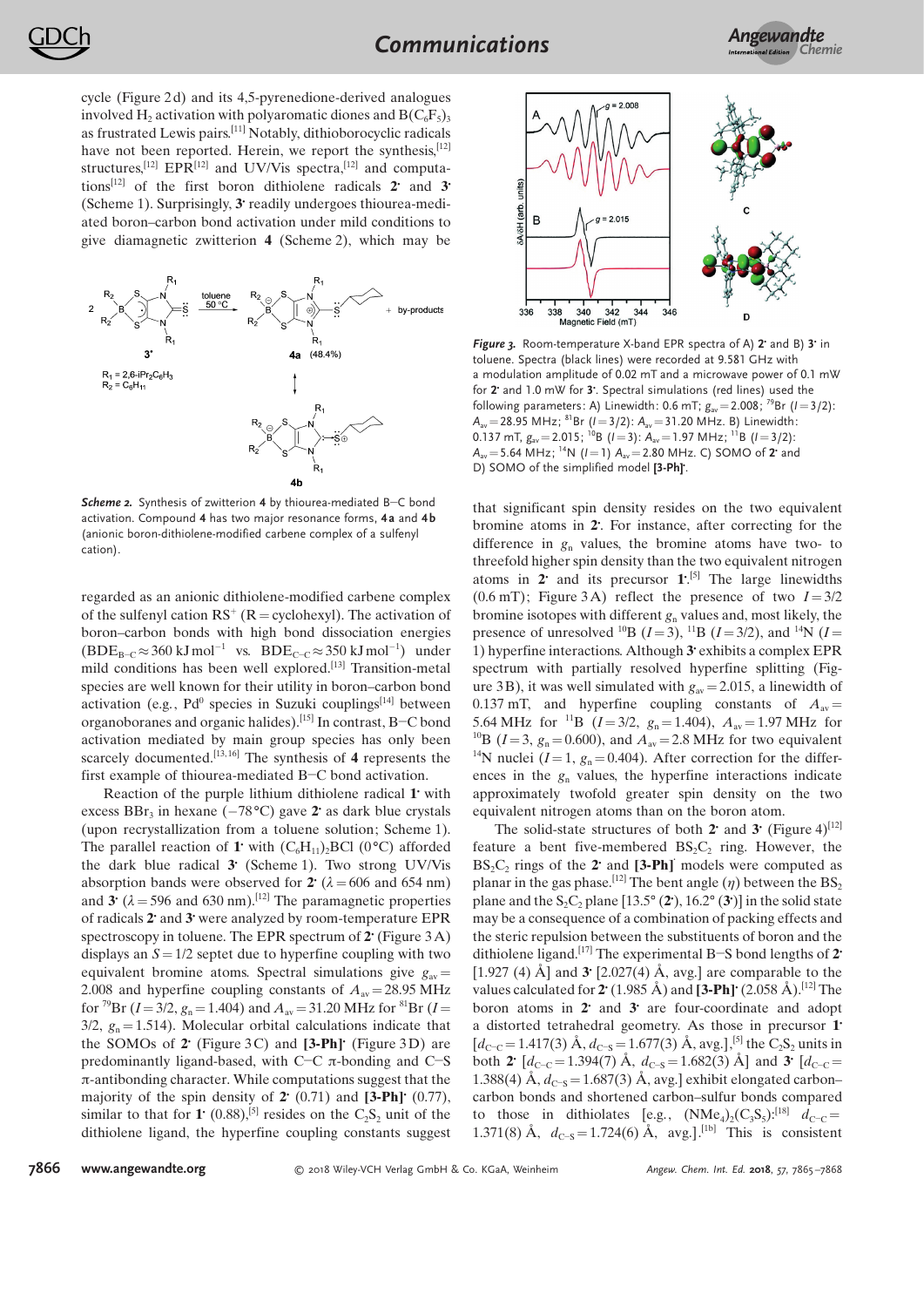cycle (Figure 2 d) and its 4,5-pyrenedione-derived analogues involved $H_2$ activation with polyaromatic diones and $B(C_6F_5)_3$ as frustrated Lewis pairs.[11] Notably, dithioborocyclic radicals have not been reported. Herein, we report the synthesis,[12] structures,[12] EPR[12] and UV/Vis spectra,[12] and computations[12] of the first boron dithiolene radicals **2˙** and **3˙** (Scheme 1). Surprisingly, **3˙** readily undergoes thiourea-mediated boron–carbon bond activation under mild conditions to give diamagnetic zwitterion **4** (Scheme 2), which may be regarded as an anionic dithiolene-modified carbene complex of the sulfenyl cation $RS^+$ (R = cyclohexyl). The activation of boron–carbon bonds with high bond dissociation energies ($BDE_{B-C} \approx 360$ kJ mol$^{-1}$ vs. $BDE_{C-C} \approx 350$ kJ mol$^{-1}$) under mild conditions has been well explored.[13] Transition-metal species are well known for their utility in boron–carbon bond activation (e.g., $Pd^0$ species in Suzuki couplings[14] between organoboranes and organic halides).[15] In contrast, B−C bond activation mediated by main group species has only been scarcely documented.[13,16] The synthesis of **4** represents the first example of thiourea-mediated B−C bond activation.

*Scheme 2.* Synthesis of zwitterion **4** by thiourea-mediated B−C bond activation. Compound **4** has two major resonance forms, **4a** and **4b** (anionic boron-dithiolene-modified carbene complex of a sulfenyl cation).

Reaction of the purple lithium dithiolene radical **1˙** with excess $BBr_3$ in hexane (−78 °C) gave **2˙** as dark blue crystals (upon recrystallization from a toluene solution; Scheme 1). The parallel reaction of **1˙** with $(C_6H_{11})_2BCl$ (0 °C) afforded the dark blue radical **3˙** (Scheme 1). Two strong UV/Vis absorption bands were observed for **2˙** ($\lambda$ = 606 and 654 nm) and **3˙** ($\lambda$ = 596 and 630 nm).[12] The paramagnetic properties of radicals **2˙** and **3˙** were analyzed by room-temperature EPR spectroscopy in toluene. The EPR spectrum of **2˙** (Figure 3 A) displays an $S = 1/2$ septet due to hyperfine coupling with two equivalent bromine atoms. Spectral simulations give $g_{av}$ = 2.008 and hyperfine coupling constants of $A_{av}$ = 28.95 MHz for $^{79}$Br ($I = 3/2$, $g_n$ = 1.404) and $A_{av}$ = 31.20 MHz for $^{81}$Br ($I = 3/2$, $g_n$ = 1.514). Molecular orbital calculations indicate that the SOMOs of **2˙** (Figure 3 C) and **[3-Ph]˙** (Figure 3 D) are predominantly ligand-based, with C−C π-bonding and C−S π-antibonding character. While computations suggest that the majority of the spin density of **2˙** (0.71) and **[3-Ph]˙** (0.77), similar to that for **1˙** (0.88),[5] resides on the $C_2S_2$ unit of the dithiolene ligand, the hyperfine coupling constants suggest that significant spin density resides on the two equivalent bromine atoms in **2˙**. For instance, after correcting for the difference in $g_n$ values, the bromine atoms have two- to threefold higher spin density than the two equivalent nitrogen atoms in **2˙** and its precursor **1˙**.[5] The large linewidths (0.6 mT; Figure 3 A) reflect the presence of two $I = 3/2$ bromine isotopes with different $g_n$ values and, most likely, the presence of unresolved $^{10}$B ($I = 3$), $^{11}$B ($I = 3/2$), and $^{14}$N ($I = 1$) hyperfine interactions. Although **3˙** exhibits a complex EPR spectrum with partially resolved hyperfine splitting (Figure 3 B), it was well simulated with $g_{av}$ = 2.015, a linewidth of 0.137 mT, and hyperfine coupling constants of $A_{av}$ = 5.64 MHz for $^{11}$B ($I = 3/2$, $g_n$ = 1.404), $A_{av}$ = 1.97 MHz for $^{10}$B ($I = 3$, $g_n$ = 0.600), and $A_{av}$ = 2.8 MHz for two equivalent $^{14}$N nuclei ($I = 1$, $g_n$ = 0.404). After correction for the differences in the $g_n$ values, the hyperfine interactions indicate approximately twofold greater spin density on the two equivalent nitrogen atoms than on the boron atom.

*Figure 3.* Room-temperature X-band EPR spectra of A) **2˙** and B) **3˙** in toluene. Spectra (black lines) were recorded at 9.581 GHz with a modulation amplitude of 0.02 mT and a microwave power of 0.1 mW for **2˙** and 1.0 mW for **3˙**. Spectral simulations (red lines) used the following parameters: A) Linewidth: 0.6 mT; $g_{av}$ = 2.008; $^{79}$Br ($I = 3/2$): $A_{av}$ = 28.95 MHz; $^{81}$Br ($I = 3/2$): $A_{av}$ = 31.20 MHz. B) Linewidth: 0.137 mT, $g_{av}$ = 2.015; $^{10}$B ($I = 3$): $A_{av}$ = 1.97 MHz; $^{11}$B ($I = 3/2$): $A_{av}$ = 5.64 MHz; $^{14}$N ($I = 1$) $A_{av}$ = 2.80 MHz. C) SOMO of **2˙** and D) SOMO of the simplified model **[3-Ph]˙**.

The solid-state structures of both **2˙** and **3˙** (Figure 4)[12] feature a bent five-membered $BS_2C_2$ ring. However, the $BS_2C_2$ rings of the **2˙** and **[3-Ph]˙** models were computed as planar in the gas phase.[12] The bent angle ($\eta$) between the $BS_2$ plane and the $S_2C_2$ plane [13.5° (**2˙**), 16.2° (**3˙**)] in the solid state may be a consequence of a combination of packing effects and the steric repulsion between the substituents of boron and the dithiolene ligand.[17] The experimental B−S bond lengths of **2˙** [1.927 (4) Å] and **3˙** [2.027(4) Å, avg.] are comparable to the values calculated for **2˙** (1.985 Å) and **[3-Ph]˙** (2.058 Å).[12] The boron atoms in **2˙** and **3˙** are four-coordinate and adopt a distorted tetrahedral geometry. As those in precursor **1˙** [$d_{C-C}$ = 1.417(3) Å, $d_{C-S}$ = 1.677(3) Å, avg.],[5] the $C_2S_2$ units in both **2˙** [$d_{C-C}$ = 1.394(7) Å, $d_{C-S}$ = 1.682(3) Å] and **3˙** [$d_{C-C}$ = 1.388(4) Å, $d_{C-S}$ = 1.687(3) Å, avg.] exhibit elongated carbon–carbon bonds and shortened carbon–sulfur bonds compared to those in dithiolates [e.g., $(NMe_4)_2(C_3S_5)$:[18] $d_{C-C}$ = 1.371(8) Å, $d_{C-S}$ = 1.724(6) Å, avg.].[1b] This is consistent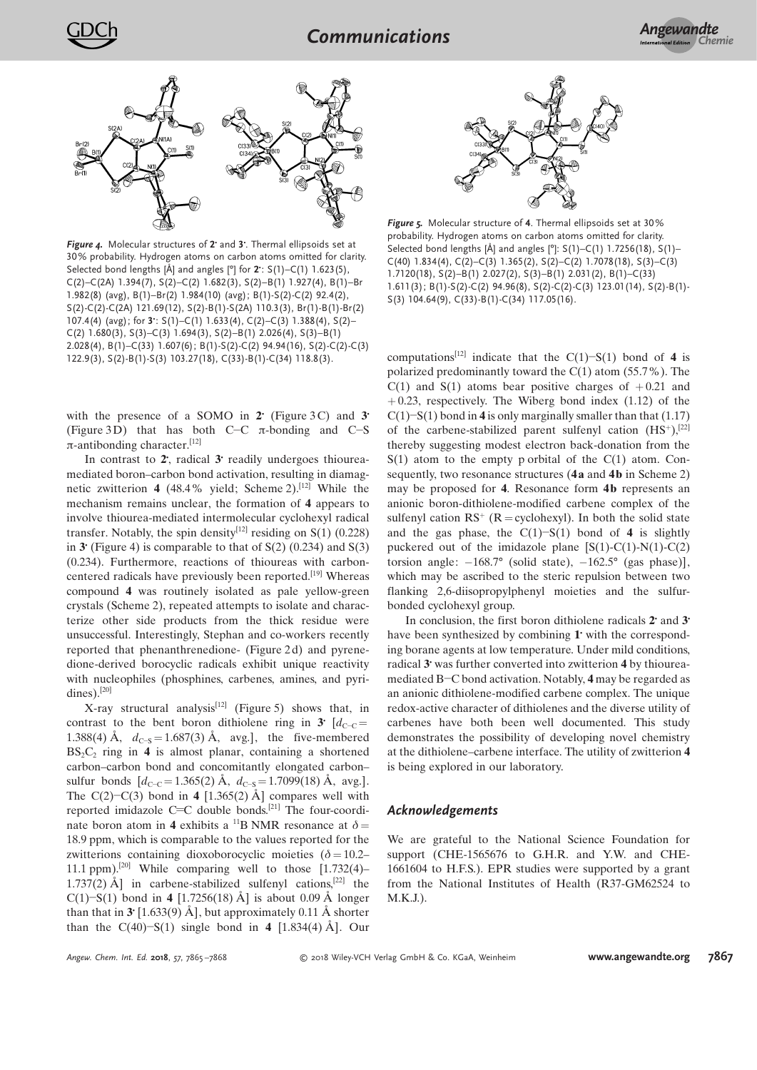**Figure 4.** Molecular structures of $\mathbf{2^\bullet}$ and $\mathbf{3^\bullet}$. Thermal ellipsoids set at 30% probability. Hydrogen atoms on carbon atoms omitted for clarity. Selected bond lengths [Å] and angles [°] for $\mathbf{2^\bullet}$: S(1)–C(1) 1.623(5), C(2)–C(2A) 1.394(7), S(2)–C(2) 1.682(3), S(2)–B(1) 1.927(4), B(1)–Br 1.982(8) (avg), B(1)–Br(2) 1.984(10) (avg); B(1)-S(2)-C(2) 92.4(2), S(2)-C(2)-C(2A) 121.69(12), S(2)-B(1)-S(2A) 110.3(3), Br(1)-B(1)-Br(2) 107.4(4) (avg); for $\mathbf{3^\bullet}$: S(1)–C(1) 1.633(4), C(2)–C(3) 1.388(4), S(2)–C(2) 1.680(3), S(3)–C(3) 1.694(3), S(2)–B(1) 2.026(4), S(3)–B(1) 2.028(4), B(1)–C(33) 1.607(6); B(1)-S(2)-C(2) 94.94(16), S(2)-C(2)-C(3) 122.9(3), S(2)-B(1)-S(3) 103.27(18), C(33)-B(1)-C(34) 118.8(3).

**Figure 5.** Molecular structure of **4**. Thermal ellipsoids set at 30% probability. Hydrogen atoms on carbon atoms omitted for clarity. Selected bond lengths [Å] and angles [°]: S(1)–C(1) 1.7256(18), S(1)–C(40) 1.834(4), C(2)–C(3) 1.365(2), S(2)–C(2) 1.7078(18), S(3)–C(3) 1.7120(18), S(2)–B(1) 2.027(2), S(3)–B(1) 2.031(2), B(1)–C(33) 1.611(3); B(1)-S(2)-C(2) 94.96(8), S(2)-C(2)-C(3) 123.01(14), S(2)-B(1)-S(3) 104.64(9), C(33)-B(1)-C(34) 117.05(16).

with the presence of a SOMO in $\mathbf{2^\bullet}$ (Figure 3C) and $\mathbf{3^\bullet}$ (Figure 3D) that has both C–C π-bonding and C–S π-antibonding character.[12]

In contrast to $\mathbf{2^\bullet}$, radical $\mathbf{3^\bullet}$ readily undergoes thiourea-mediated boron–carbon bond activation, resulting in diamagnetic zwitterion **4** (48.4% yield; Scheme 2).[12] While the mechanism remains unclear, the formation of **4** appears to involve thiourea-mediated intermolecular cyclohexyl radical transfer. Notably, the spin density[12] residing on S(1) (0.228) in $\mathbf{3^\bullet}$ (Figure 4) is comparable to that of S(2) (0.234) and S(3) (0.234). Furthermore, reactions of thioureas with carbon-centered radicals have previously been reported.[19] Whereas compound **4** was routinely isolated as pale yellow-green crystals (Scheme 2), repeated attempts to isolate and characterize other side products from the thick residue were unsuccessful. Interestingly, Stephan and co-workers recently reported that phenanthrenedione- (Figure 2d) and pyrenedione-derived borocyclic radicals exhibit unique reactivity with nucleophiles (phosphines, carbenes, amines, and pyridines).[20]

X-ray structural analysis[12] (Figure 5) shows that, in contrast to the bent boron dithiolene ring in $\mathbf{3^\bullet}$ [$d_{C-C}$ = 1.388(4) Å, $d_{C-S}$ = 1.687(3) Å, avg.], the five-membered $BS_2C_2$ ring in **4** is almost planar, containing a shortened carbon–carbon bond and concomitantly elongated carbon–sulfur bonds [$d_{C-C}$ = 1.365(2) Å, $d_{C-S}$ = 1.7099(18) Å, avg.]. The C(2)−C(3) bond in **4** [1.365(2) Å] compares well with reported imidazole C=C double bonds.[21] The four-coordinate boron atom in **4** exhibits a $^{11}$B NMR resonance at $\delta$ = 18.9 ppm, which is comparable to the values reported for the zwitterions containing dioxoborocyclic moieties ($\delta$ = 10.2–11.1 ppm).[20] While comparing well to those [1.732(4)–1.737(2) Å] in carbene-stabilized sulfenyl cations,[22] the C(1)−S(1) bond in **4** [1.7256(18) Å] is about 0.09 Å longer than that in $\mathbf{3^\bullet}$ [1.633(9) Å], but approximately 0.11 Å shorter than the C(40)−S(1) single bond in **4** [1.834(4) Å]. Our computations[12] indicate that the C(1)−S(1) bond of **4** is polarized predominantly toward the C(1) atom (55.7%). The C(1) and S(1) atoms bear positive charges of +0.21 and +0.23, respectively. The Wiberg bond index (1.12) of the C(1)−S(1) bond in **4** is only marginally smaller than that (1.17) of the carbene-stabilized parent sulfenyl cation ($HS^+$),[22] thereby suggesting modest electron back-donation from the S(1) atom to the empty p orbital of the C(1) atom. Consequently, two resonance structures (**4a** and **4b** in Scheme 2) may be proposed for **4**. Resonance form **4b** represents an anionic boron-dithiolene-modified carbene complex of the sulfenyl cation $RS^+$ (R = cyclohexyl). In both the solid state and the gas phase, the C(1)−S(1) bond of **4** is slightly puckered out of the imidazole plane [S(1)-C(1)-N(1)-C(2) torsion angle: −168.7° (solid state), −162.5° (gas phase)], which may be ascribed to the steric repulsion between two flanking 2,6-diisopropylphenyl moieties and the sulfur-bonded cyclohexyl group.

In conclusion, the first boron dithiolene radicals $\mathbf{2^\bullet}$ and $\mathbf{3^\bullet}$ have been synthesized by combining $\mathbf{1^\bullet}$ with the corresponding borane agents at low temperature. Under mild conditions, radical $\mathbf{3^\bullet}$ was further converted into zwitterion **4** by thiourea-mediated B−C bond activation. Notably, **4** may be regarded as an anionic dithiolene-modified carbene complex. The unique redox-active character of dithiolenes and the diverse utility of carbenes have both been well documented. This study demonstrates the possibility of developing novel chemistry at the dithiolene–carbene interface. The utility of zwitterion **4** is being explored in our laboratory.

## Acknowledgements

We are grateful to the National Science Foundation for support (CHE-1565676 to G.H.R. and Y.W. and CHE-1661604 to H.F.S.). EPR studies were supported by a grant from the National Institutes of Health (R37-GM62524 to M.K.J.).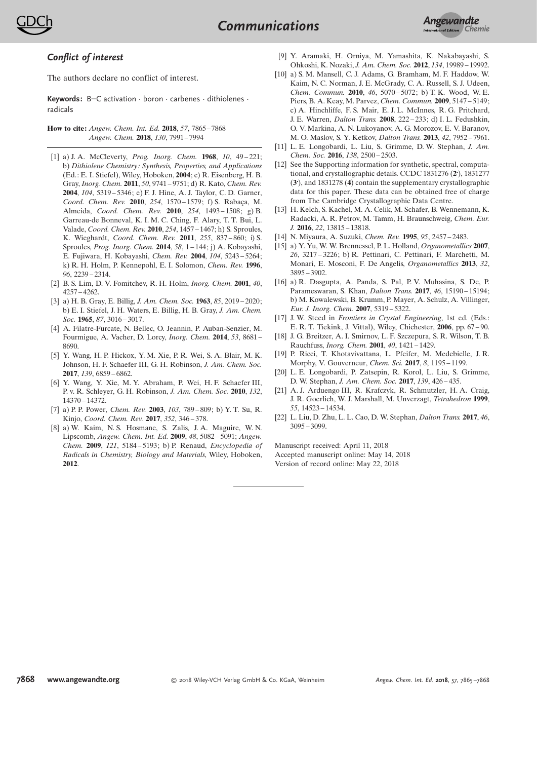## Conflict of interest

The authors declare no conflict of interest.

**Keywords:** B–C activation · boron · carbenes · dithiolenes · radicals

**How to cite:** *Angew. Chem. Int. Ed.* **2018**, *57*, 7865–7868
*Angew. Chem.* **2018**, *130*, 7991–7994

[1] a) J. A. McCleverty, *Prog. Inorg. Chem.* **1968**, *10*, 49–221; b) *Dithiolene Chemistry: Synthesis, Properties, and Applications* (Ed.: E. I. Stiefel), Wiley, Hoboken, **2004**; c) R. Eisenberg, H. B. Gray, *Inorg. Chem.* **2011**, *50*, 9741–9751; d) R. Kato, *Chem. Rev.* **2004**, *104*, 5319–5346; e) F. J. Hine, A. J. Taylor, C. D. Garner, *Coord. Chem. Rev.* **2010**, *254*, 1570–1579; f) S. Rabaça, M. Almeida, *Coord. Chem. Rev.* **2010**, *254*, 1493–1508; g) B. Garreau-de Bonneval, K. I. M. C. Ching, F. Alary, T. T. Bui, L. Valade, *Coord. Chem. Rev.* **2010**, *254*, 1457–1467; h) S. Sproules, K. Wieghardt, *Coord. Chem. Rev.* **2011**, *255*, 837–860; i) S. Sproules, *Prog. Inorg. Chem.* **2014**, *58*, 1–144; j) A. Kobayashi, E. Fujiwara, H. Kobayashi, *Chem. Rev.* **2004**, *104*, 5243–5264; k) R. H. Holm, P. Kennepohl, E. I. Solomon, *Chem. Rev.* **1996**, *96*, 2239–2314.

[2] B. S. Lim, D. V. Fomitchev, R. H. Holm, *Inorg. Chem.* **2001**, *40*, 4257–4262.

[3] a) H. B. Gray, E. Billig, *J. Am. Chem. Soc.* **1963**, *85*, 2019–2020; b) E. I. Stiefel, J. H. Waters, E. Billig, H. B. Gray, *J. Am. Chem. Soc.* **1965**, *87*, 3016–3017.

[4] A. Filatre-Furcate, N. Bellec, O. Jeannin, P. Auban-Senzier, M. Fourmigue, A. Vacher, D. Lorcy, *Inorg. Chem.* **2014**, *53*, 8681–8690.

[5] Y. Wang, H. P. Hickox, Y. M. Xie, P. R. Wei, S. A. Blair, M. K. Johnson, H. F. Schaefer III, G. H. Robinson, *J. Am. Chem. Soc.* **2017**, *139*, 6859–6862.

[6] Y. Wang, Y. Xie, M. Y. Abraham, P. Wei, H. F. Schaefer III, P. v. R. Schleyer, G. H. Robinson, *J. Am. Chem. Soc.* **2010**, *132*, 14370–14372.

[7] a) P. P. Power, *Chem. Rev.* **2003**, *103*, 789–809; b) Y. T. Su, R. Kinjo, *Coord. Chem. Rev.* **2017**, *352*, 346–378.

[8] a) W. Kaim, N. S. Hosmane, S. Zalis, J. A. Maguire, W. N. Lipscomb, *Angew. Chem. Int. Ed.* **2009**, *48*, 5082–5091; *Angew. Chem.* **2009**, *121*, 5184–5193; b) P. Renaud, *Encyclopedia of Radicals in Chemistry, Biology and Materials*, Wiley, Hoboken, **2012**.

[9] Y. Aramaki, H. Orniya, M. Yamashita, K. Nakabayashi, S. Ohkoshi, K. Nozaki, *J. Am. Chem. Soc.* **2012**, *134*, 19989–19992.

[10] a) S. M. Mansell, C. J. Adams, G. Bramham, M. F. Haddow, W. Kaim, N. C. Norman, J. E. McGrady, C. A. Russell, S. J. Udeen, *Chem. Commun.* **2010**, *46*, 5070–5072; b) T. K. Wood, W. E. Piers, B. A. Keay, M. Parvez, *Chem. Commun.* **2009**, 5147–5149; c) A. Hinchliffe, F. S. Mair, E. J. L. McInnes, R. G. Pritchard, J. E. Warren, *Dalton Trans.* **2008**, 222–233; d) I. L. Fedushkin, O. V. Markina, A. N. Lukoyanov, A. G. Morozov, E. V. Baranov, M. O. Maslov, S. Y. Ketkov, *Dalton Trans.* **2013**, *42*, 7952–7961.

[11] L. E. Longobardi, L. Liu, S. Grimme, D. W. Stephan, *J. Am. Chem. Soc.* **2016**, *138*, 2500–2503.

[12] See the Supporting information for synthetic, spectral, computational, and crystallographic details. CCDC 1831276 (**2**˙), 1831277 (**3**˙), and 1831278 (**4**) contain the supplementary crystallographic data for this paper. These data can be obtained free of charge from The Cambridge Crystallographic Data Centre.

[13] H. Kelch, S. Kachel, M. A. Celik, M. Schafer, B. Wennemann, K. Radacki, A. R. Petrov, M. Tamm, H. Braunschweig, *Chem. Eur. J.* **2016**, *22*, 13815–13818.

[14] N. Miyaura, A. Suzuki, *Chem. Rev.* **1995**, *95*, 2457–2483.

[15] a) Y. Yu, W. W. Brennessel, P. L. Holland, *Organometallics* **2007**, *26*, 3217–3226; b) R. Pettinari, C. Pettinari, F. Marchetti, M. Monari, E. Mosconi, F. De Angelis, *Organometallics* **2013**, *32*, 3895–3902.

[16] a) R. Dasgupta, A. Panda, S. Pal, P. V. Muhasina, S. De, P. Parameswaran, S. Khan, *Dalton Trans.* **2017**, *46*, 15190–15194; b) M. Kowalewski, B. Krumm, P. Mayer, A. Schulz, A. Villinger, *Eur. J. Inorg. Chem.* **2007**, 5319–5322.

[17] J. W. Steed in *Frontiers in Crystal Engineering*, 1st ed. (Eds.: E. R. T. Tiekink, J. Vittal), Wiley, Chichester, **2006**, pp. 67–90.

[18] J. G. Breitzer, A. I. Smirnov, L. F. Szczepura, S. R. Wilson, T. B. Rauchfuss, *Inorg. Chem.* **2001**, *40*, 1421–1429.

[19] P. Ricci, T. Khotavivattana, L. Pfeifer, M. Medebielle, J. R. Morphy, V. Gouverneur, *Chem. Sci.* **2017**, *8*, 1195–1199.

[20] L. E. Longobardi, P. Zatsepin, R. Korol, L. Liu, S. Grimme, D. W. Stephan, *J. Am. Chem. Soc.* **2017**, *139*, 426–435.

[21] A. J. Arduengo III, R. Krafczyk, R. Schmutzler, H. A. Craig, J. R. Goerlich, W. J. Marshall, M. Unverzagt, *Tetrahedron* **1999**, *55*, 14523–14534.

[22] L. Liu, D. Zhu, L. L. Cao, D. W. Stephan, *Dalton Trans.* **2017**, *46*, 3095–3099.

Manuscript received: April 11, 2018
Accepted manuscript online: May 14, 2018
Version of record online: May 22, 2018